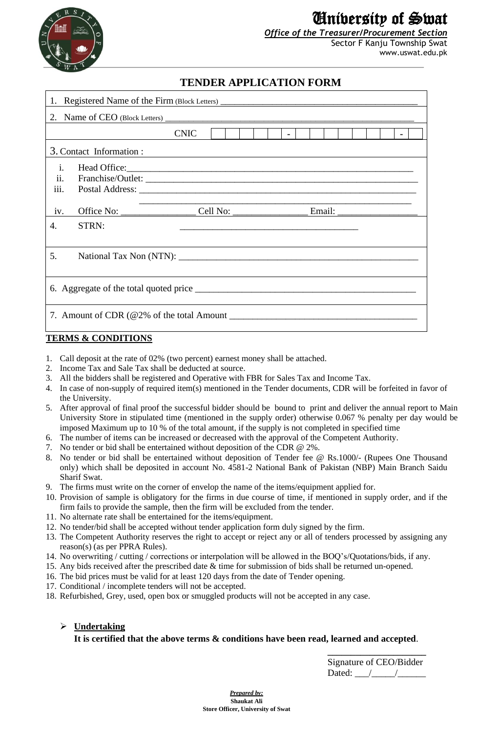# University of Swat

***Office of the Treasurer/Procurement Section***

Sector F Kanju Township Swat

www.uswat.edu.pk

## TENDER APPLICATION FORM

| |
|---|
| 1. Registered Name of the Firm (Block Letters) ___________________________________________ |
| 2. Name of CEO (Block Letters) ______________________________________________________ |
| CNIC [ \| \| \| \| - \| \| \| \| \| \| \| - \| ] |
| 3. Contact Information : |
| i. Head Office:_____________________________________________________________<br>ii. Franchise/Outlet: __________________________________________________________<br>iii. Postal Address: ___________________________________________________________<br>___________________________________________________________<br>iv. Office No: ________________ Cell No: ________________ Email: _________________ |
| 4. STRN: ______________________________________ |
| 5. National Tax Non (NTN): ___________________________________________________ |
| 6. Aggregate of the total quoted price ______________________________________________ |
| 7. Amount of CDR (@2% of the total Amount ________________________________________ |

**TERMS & CONDITIONS**

1. Call deposit at the rate of 02% (two percent) earnest money shall be attached.
2. Income Tax and Sale Tax shall be deducted at source.
3. All the bidders shall be registered and Operative with FBR for Sales Tax and Income Tax.
4. In case of non-supply of required item(s) mentioned in the Tender documents, CDR will be forfeited in favor of the University.
5. After approval of final proof the successful bidder should be bound to print and deliver the annual report to Main University Store in stipulated time (mentioned in the supply order) otherwise 0.067 % penalty per day would be imposed Maximum up to 10 % of the total amount, if the supply is not completed in specified time
6. The number of items can be increased or decreased with the approval of the Competent Authority.
7. No tender or bid shall be entertained without deposition of the CDR @ 2%.
8. No tender or bid shall be entertained without deposition of Tender fee @ Rs.1000/- (Rupees One Thousand only) which shall be deposited in account No. 4581-2 National Bank of Pakistan (NBP) Main Branch Saidu Sharif Swat.
9. The firms must write on the corner of envelop the name of the items/equipment applied for.
10. Provision of sample is obligatory for the firms in due course of time, if mentioned in supply order, and if the firm fails to provide the sample, then the firm will be excluded from the tender.
11. No alternate rate shall be entertained for the items/equipment.
12. No tender/bid shall be accepted without tender application form duly signed by the firm.
13. The Competent Authority reserves the right to accept or reject any or all of tenders processed by assigning any reason(s) (as per PPRA Rules).
14. No overwriting / cutting / corrections or interpolation will be allowed in the BOQ's/Quotations/bids, if any.
15. Any bids received after the prescribed date & time for submission of bids shall be returned un-opened.
16. The bid prices must be valid for at least 120 days from the date of Tender opening.
17. Conditional / incomplete tenders will not be accepted.
18. Refurbished, Grey, used, open box or smuggled products will not be accepted in any case.

- **Undertaking**

  **It is certified that the above terms & conditions have been read, learned and accepted**.

____________________

Signature of CEO/Bidder

Dated: ___/_____/______

***Prepared by:***

**Shaukat Ali**

**Store Officer, University of Swat**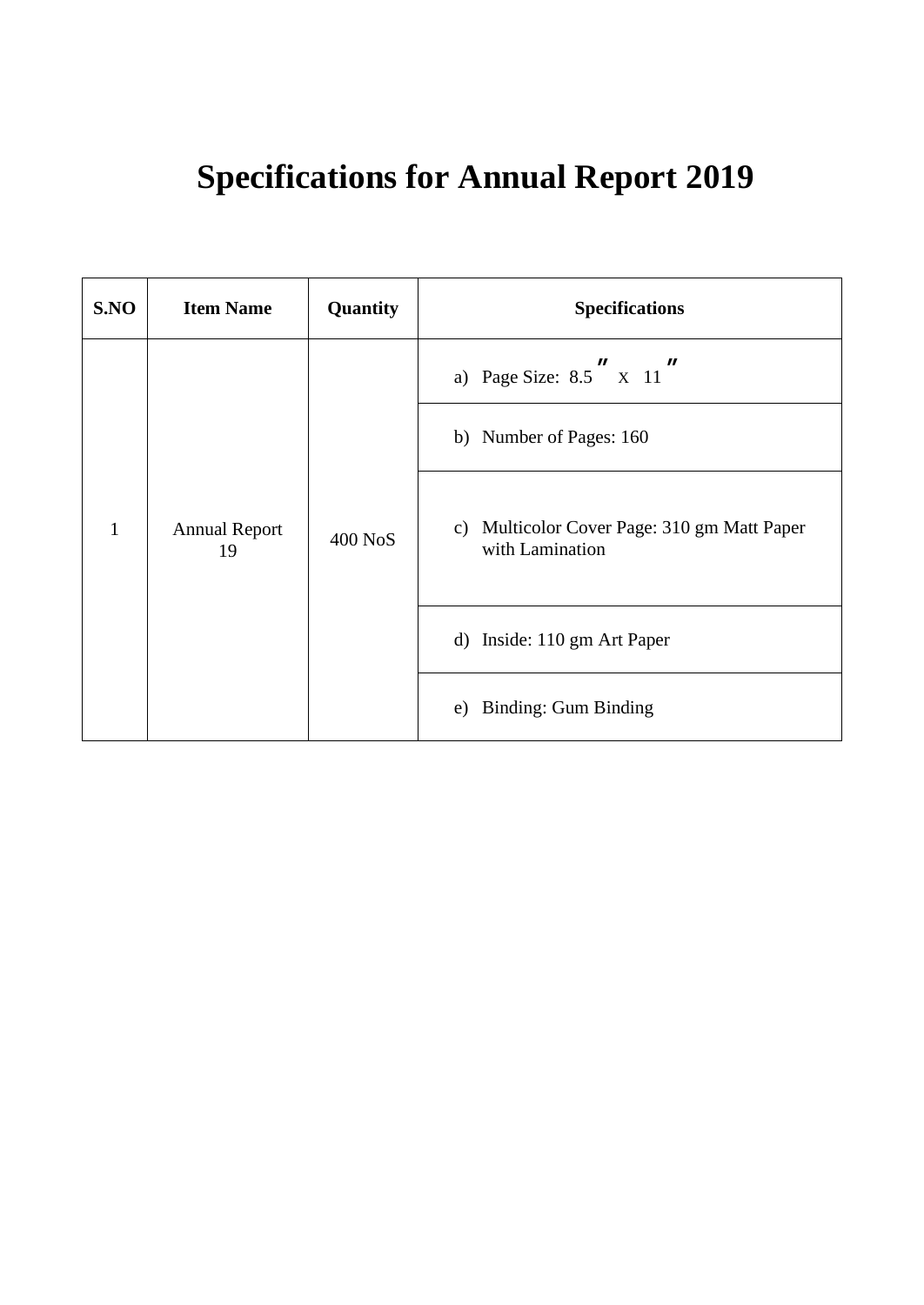# Specifications for Annual Report 2019

| S.NO | Item Name | Quantity | Specifications |
|---|---|---|---|
| 1 | Annual Report 19 | 400 NoS | a) Page Size: 8.5″ X 11″ |
| | | | b) Number of Pages: 160 |
| | | | c) Multicolor Cover Page: 310 gm Matt Paper with Lamination |
| | | | d) Inside: 110 gm Art Paper |
| | | | e) Binding: Gum Binding |